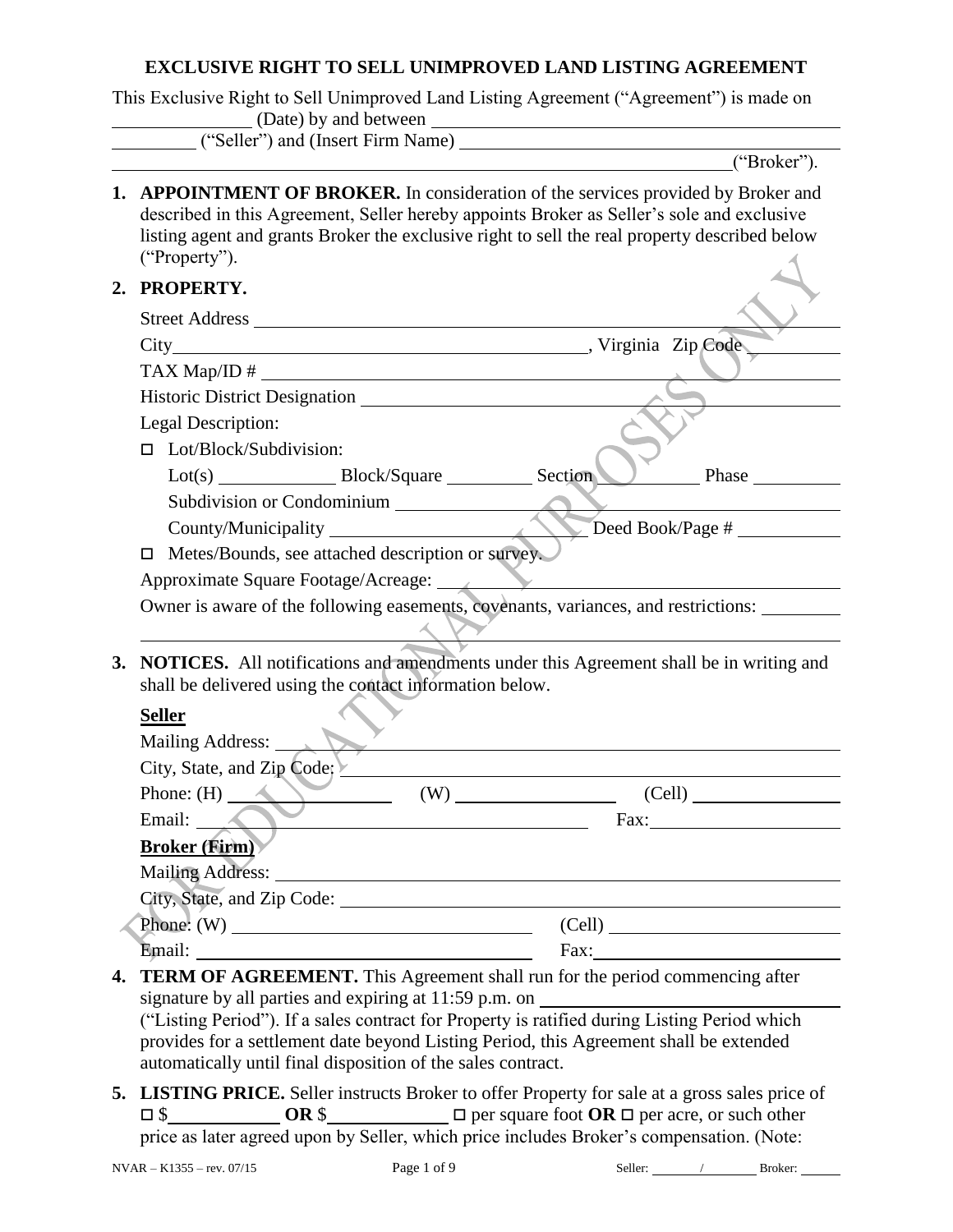# EXCLUSIVE RIGHT TO SELL UNIMPROVED LAND LISTING AGREEMENT

This Exclusive Right to Sell Unimproved Land Listing Agreement ("Agreement") is made on _______________ (Date) by and between _____________________________________________ _________ ("Seller") and (Insert Firm Name) _____________________________________________ _____________________________________________________________________("Broker").

1. **APPOINTMENT OF BROKER.** In consideration of the services provided by Broker and described in this Agreement, Seller hereby appoints Broker as Seller's sole and exclusive listing agent and grants Broker the exclusive right to sell the real property described below ("Property").

2. **PROPERTY.**

   Street Address _____________________________________________

   City _____________________________________________, Virginia Zip Code __________

   TAX Map/ID # _____________________________________________

   Historic District Designation _____________________________________________

   Legal Description:

   ☐ Lot/Block/Subdivision:

   Lot(s) _____________ Block/Square __________ Section __________ Phase __________

   Subdivision or Condominium _____________________________________________

   County/Municipality __________________________ Deed Book/Page # ___________

   ☐ Metes/Bounds, see attached description or survey.

   Approximate Square Footage/Acreage: _____________________________________________

   Owner is aware of the following easements, covenants, variances, and restrictions: _________ _____________________________________________

3. **NOTICES.** All notifications and amendments under this Agreement shall be in writing and shall be delivered using the contact information below.

   **Seller**

   Mailing Address: _____________________________________________

   City, State, and Zip Code: _____________________________________________

   Phone: (H) _________________ (W) _________________ (Cell) _________________

   Email: _____________________________________________ Fax: _________________

   **Broker (Firm)**

   Mailing Address: _____________________________________________

   City, State, and Zip Code: _____________________________________________

   Phone: (W) _________________________________ (Cell) _________________________

   Email: _________________________________ Fax: _________________________

4. **TERM OF AGREEMENT.** This Agreement shall run for the period commencing after signature by all parties and expiring at 11:59 p.m. on ______________________________ ("Listing Period"). If a sales contract for Property is ratified during Listing Period which provides for a settlement date beyond Listing Period, this Agreement shall be extended automatically until final disposition of the sales contract.

5. **LISTING PRICE.** Seller instructs Broker to offer Property for sale at a gross sales price of ☐ $_____________ **OR** $______________ ☐ per square foot **OR** ☐ per acre, or such other price as later agreed upon by Seller, which price includes Broker's compensation. (Note:

NVAR – K1355 – rev. 07/15 Seller: _______/________ Broker: ______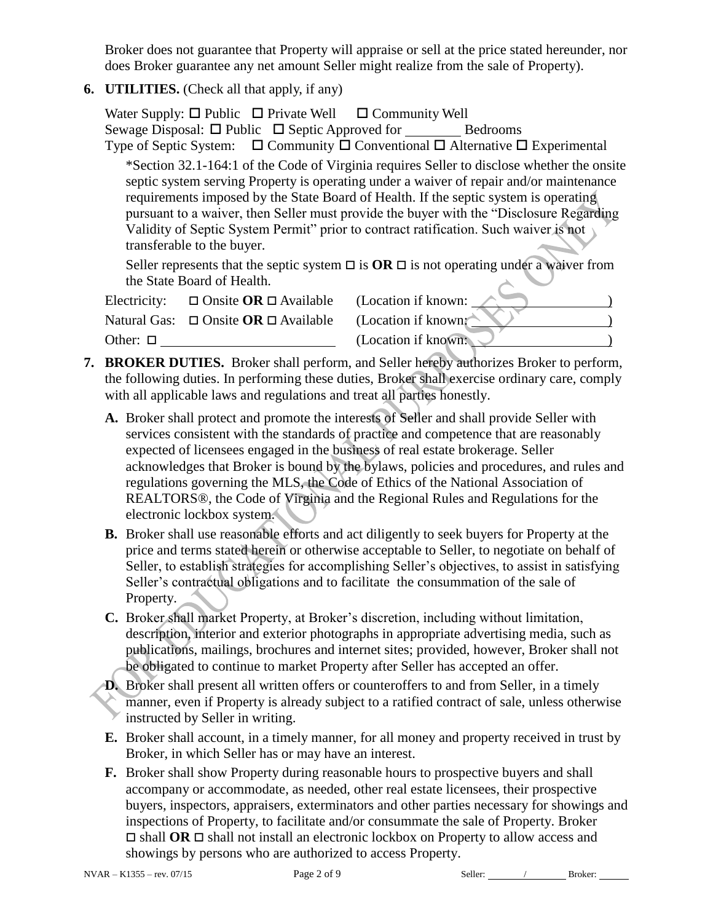Broker does not guarantee that Property will appraise or sell at the price stated hereunder, nor does Broker guarantee any net amount Seller might realize from the sale of Property).

**6. UTILITIES.** (Check all that apply, if any)

Water Supply: ☐ Public ☐ Private Well ☐ Community Well
Sewage Disposal: ☐ Public ☐ Septic Approved for ________ Bedrooms
Type of Septic System: ☐ Community ☐ Conventional ☐ Alternative ☐ Experimental

*Section 32.1-164:1 of the Code of Virginia requires Seller to disclose whether the onsite septic system serving Property is operating under a waiver of repair and/or maintenance requirements imposed by the State Board of Health. If the septic system is operating pursuant to a waiver, then Seller must provide the buyer with the "Disclosure Regarding Validity of Septic System Permit" prior to contract ratification. Such waiver is not transferable to the buyer.

Seller represents that the septic system ☐ is **OR** ☐ is not operating under a waiver from the State Board of Health.

Electricity: ☐ Onsite **OR** ☐ Available (Location if known: ________________)
Natural Gas: ☐ Onsite **OR** ☐ Available (Location if known: ________________)
Other: ☐ ________________________ (Location if known: ________________)

**7. BROKER DUTIES.** Broker shall perform, and Seller hereby authorizes Broker to perform, the following duties. In performing these duties, Broker shall exercise ordinary care, comply with all applicable laws and regulations and treat all parties honestly.

**A.** Broker shall protect and promote the interests of Seller and shall provide Seller with services consistent with the standards of practice and competence that are reasonably expected of licensees engaged in the business of real estate brokerage. Seller acknowledges that Broker is bound by the bylaws, policies and procedures, and rules and regulations governing the MLS, the Code of Ethics of the National Association of REALTORS®, the Code of Virginia and the Regional Rules and Regulations for the electronic lockbox system.

**B.** Broker shall use reasonable efforts and act diligently to seek buyers for Property at the price and terms stated herein or otherwise acceptable to Seller, to negotiate on behalf of Seller, to establish strategies for accomplishing Seller's objectives, to assist in satisfying Seller's contractual obligations and to facilitate the consummation of the sale of Property.

**C.** Broker shall market Property, at Broker's discretion, including without limitation, description, interior and exterior photographs in appropriate advertising media, such as publications, mailings, brochures and internet sites; provided, however, Broker shall not be obligated to continue to market Property after Seller has accepted an offer.

**D.** Broker shall present all written offers or counteroffers to and from Seller, in a timely manner, even if Property is already subject to a ratified contract of sale, unless otherwise instructed by Seller in writing.

**E.** Broker shall account, in a timely manner, for all money and property received in trust by Broker, in which Seller has or may have an interest.

**F.** Broker shall show Property during reasonable hours to prospective buyers and shall accompany or accommodate, as needed, other real estate licensees, their prospective buyers, inspectors, appraisers, exterminators and other parties necessary for showings and inspections of Property, to facilitate and/or consummate the sale of Property. Broker ☐ shall **OR** ☐ shall not install an electronic lockbox on Property to allow access and showings by persons who are authorized to access Property.

NVAR – K1355 – rev. 07/15 Seller: ______/______ Broker: ______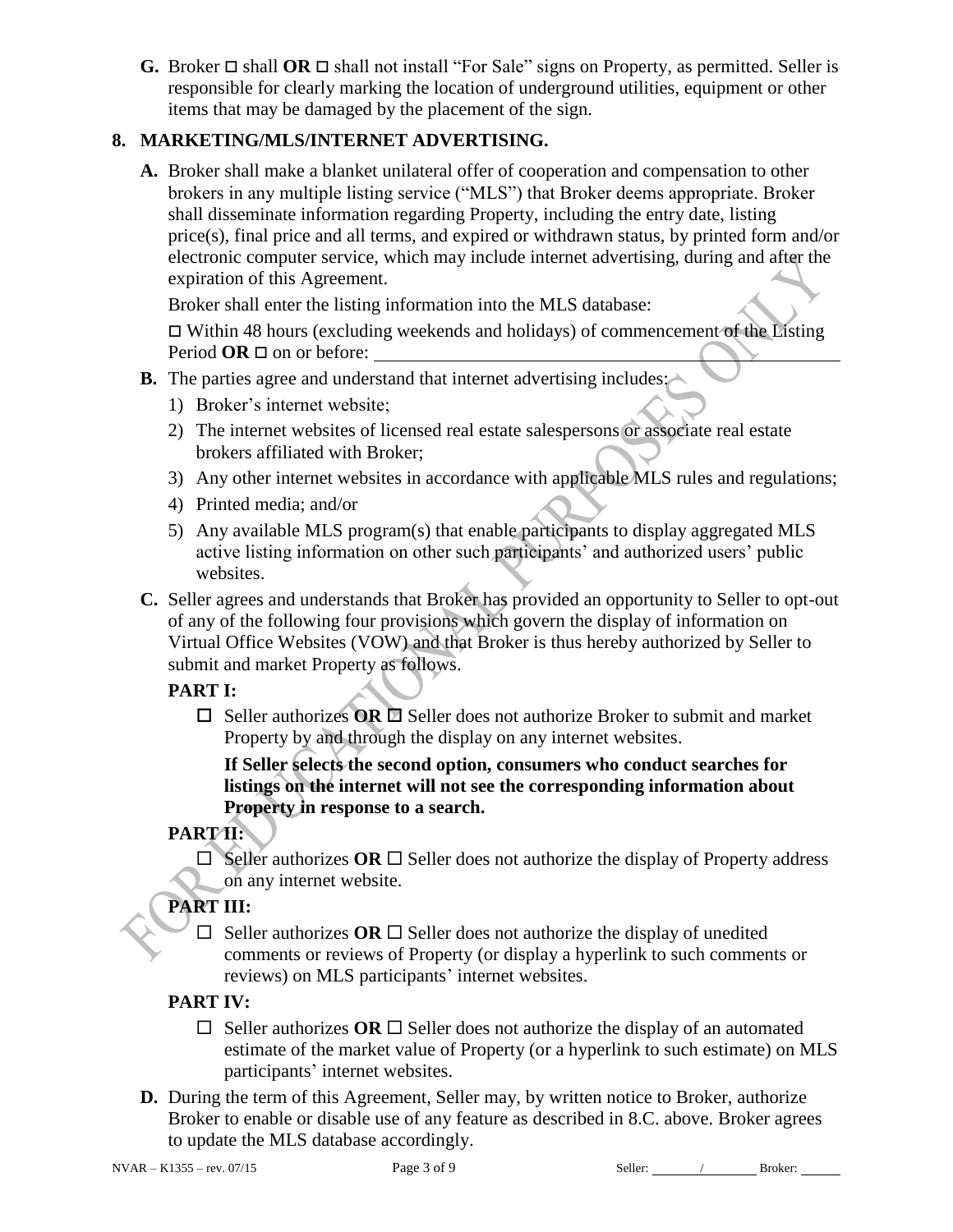**G.** Broker ☐ shall **OR** ☐ shall not install "For Sale" signs on Property, as permitted. Seller is responsible for clearly marking the location of underground utilities, equipment or other items that may be damaged by the placement of the sign.

## 8. MARKETING/MLS/INTERNET ADVERTISING.

**A.** Broker shall make a blanket unilateral offer of cooperation and compensation to other brokers in any multiple listing service ("MLS") that Broker deems appropriate. Broker shall disseminate information regarding Property, including the entry date, listing price(s), final price and all terms, and expired or withdrawn status, by printed form and/or electronic computer service, which may include internet advertising, during and after the expiration of this Agreement.

Broker shall enter the listing information into the MLS database:

☐ Within 48 hours (excluding weekends and holidays) of commencement of the Listing Period **OR** ☐ on or before: \_\_\_\_\_\_\_\_\_\_\_\_\_\_\_\_\_\_\_\_\_\_\_\_\_\_\_\_\_\_\_\_

**B.** The parties agree and understand that internet advertising includes:

1) Broker's internet website;
2) The internet websites of licensed real estate salespersons or associate real estate brokers affiliated with Broker;
3) Any other internet websites in accordance with applicable MLS rules and regulations;
4) Printed media; and/or
5) Any available MLS program(s) that enable participants to display aggregated MLS active listing information on other such participants' and authorized users' public websites.

**C.** Seller agrees and understands that Broker has provided an opportunity to Seller to opt-out of any of the following four provisions which govern the display of information on Virtual Office Websites (VOW) and that Broker is thus hereby authorized by Seller to submit and market Property as follows.

**PART I:**

☐ Seller authorizes **OR** ☐ Seller does not authorize Broker to submit and market Property by and through the display on any internet websites.

**If Seller selects the second option, consumers who conduct searches for listings on the internet will not see the corresponding information about Property in response to a search.**

**PART II:**

☐ Seller authorizes **OR** ☐ Seller does not authorize the display of Property address on any internet website.

**PART III:**

☐ Seller authorizes **OR** ☐ Seller does not authorize the display of unedited comments or reviews of Property (or display a hyperlink to such comments or reviews) on MLS participants' internet websites.

**PART IV:**

☐ Seller authorizes **OR** ☐ Seller does not authorize the display of an automated estimate of the market value of Property (or a hyperlink to such estimate) on MLS participants' internet websites.

**D.** During the term of this Agreement, Seller may, by written notice to Broker, authorize Broker to enable or disable use of any feature as described in 8.C. above. Broker agrees to update the MLS database accordingly.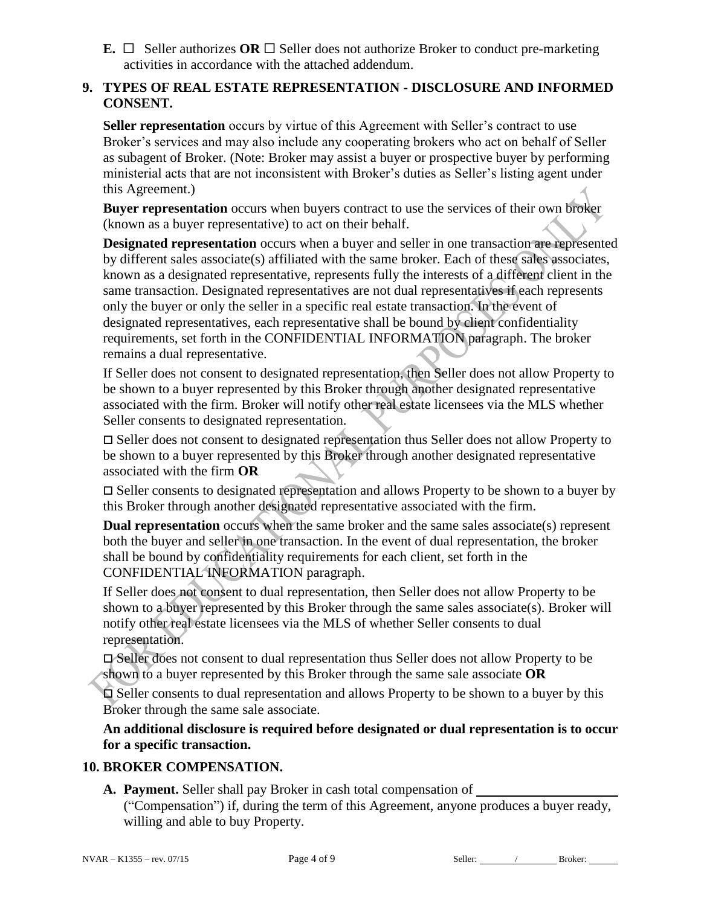**E.** ☐ Seller authorizes **OR** ☐ Seller does not authorize Broker to conduct pre-marketing activities in accordance with the attached addendum.

## 9. TYPES OF REAL ESTATE REPRESENTATION - DISCLOSURE AND INFORMED CONSENT.

**Seller representation** occurs by virtue of this Agreement with Seller's contract to use Broker's services and may also include any cooperating brokers who act on behalf of Seller as subagent of Broker. (Note: Broker may assist a buyer or prospective buyer by performing ministerial acts that are not inconsistent with Broker's duties as Seller's listing agent under this Agreement.)

**Buyer representation** occurs when buyers contract to use the services of their own broker (known as a buyer representative) to act on their behalf.

**Designated representation** occurs when a buyer and seller in one transaction are represented by different sales associate(s) affiliated with the same broker. Each of these sales associates, known as a designated representative, represents fully the interests of a different client in the same transaction. Designated representatives are not dual representatives if each represents only the buyer or only the seller in a specific real estate transaction. In the event of designated representatives, each representative shall be bound by client confidentiality requirements, set forth in the CONFIDENTIAL INFORMATION paragraph. The broker remains a dual representative.

If Seller does not consent to designated representation, then Seller does not allow Property to be shown to a buyer represented by this Broker through another designated representative associated with the firm. Broker will notify other real estate licensees via the MLS whether Seller consents to designated representation.

☐ Seller does not consent to designated representation thus Seller does not allow Property to be shown to a buyer represented by this Broker through another designated representative associated with the firm **OR**

☐ Seller consents to designated representation and allows Property to be shown to a buyer by this Broker through another designated representative associated with the firm.

**Dual representation** occurs when the same broker and the same sales associate(s) represent both the buyer and seller in one transaction. In the event of dual representation, the broker shall be bound by confidentiality requirements for each client, set forth in the CONFIDENTIAL INFORMATION paragraph.

If Seller does not consent to dual representation, then Seller does not allow Property to be shown to a buyer represented by this Broker through the same sales associate(s). Broker will notify other real estate licensees via the MLS of whether Seller consents to dual representation.

☐ Seller does not consent to dual representation thus Seller does not allow Property to be shown to a buyer represented by this Broker through the same sale associate **OR**

☐ Seller consents to dual representation and allows Property to be shown to a buyer by this Broker through the same sale associate.

**An additional disclosure is required before designated or dual representation is to occur for a specific transaction.**

## 10. BROKER COMPENSATION.

**A. Payment.** Seller shall pay Broker in cash total compensation of ____________________ ("Compensation") if, during the term of this Agreement, anyone produces a buyer ready, willing and able to buy Property.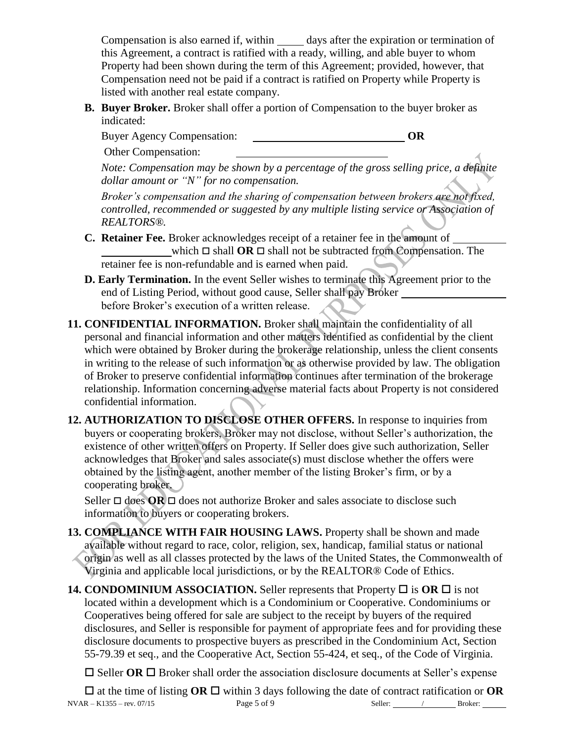Compensation is also earned if, within _____ days after the expiration or termination of this Agreement, a contract is ratified with a ready, willing, and able buyer to whom Property had been shown during the term of this Agreement; provided, however, that Compensation need not be paid if a contract is ratified on Property while Property is listed with another real estate company.

**B. Buyer Broker.** Broker shall offer a portion of Compensation to the buyer broker as indicated:

Buyer Agency Compensation: ____________________________ **OR**

Other Compensation: ____________________________

*Note: Compensation may be shown by a percentage of the gross selling price, a definite dollar amount or "N" for no compensation.*

*Broker's compensation and the sharing of compensation between brokers are not fixed, controlled, recommended or suggested by any multiple listing service or Association of REALTORS®.*

**C. Retainer Fee.** Broker acknowledges receipt of a retainer fee in the amount of ____________________ which ☐ shall **OR** ☐ shall not be subtracted from Compensation. The retainer fee is non-refundable and is earned when paid.

**D. Early Termination.** In the event Seller wishes to terminate this Agreement prior to the end of Listing Period, without good cause, Seller shall pay Broker ____________________ before Broker's execution of a written release.

**11. CONFIDENTIAL INFORMATION.** Broker shall maintain the confidentiality of all personal and financial information and other matters identified as confidential by the client which were obtained by Broker during the brokerage relationship, unless the client consents in writing to the release of such information or as otherwise provided by law. The obligation of Broker to preserve confidential information continues after termination of the brokerage relationship. Information concerning adverse material facts about Property is not considered confidential information.

**12. AUTHORIZATION TO DISCLOSE OTHER OFFERS.** In response to inquiries from buyers or cooperating brokers, Broker may not disclose, without Seller's authorization, the existence of other written offers on Property. If Seller does give such authorization, Seller acknowledges that Broker and sales associate(s) must disclose whether the offers were obtained by the listing agent, another member of the listing Broker's firm, or by a cooperating broker.

Seller ☐ does **OR** ☐ does not authorize Broker and sales associate to disclose such information to buyers or cooperating brokers.

**13. COMPLIANCE WITH FAIR HOUSING LAWS.** Property shall be shown and made available without regard to race, color, religion, sex, handicap, familial status or national origin as well as all classes protected by the laws of the United States, the Commonwealth of Virginia and applicable local jurisdictions, or by the REALTOR® Code of Ethics.

**14. CONDOMINIUM ASSOCIATION.** Seller represents that Property ☐ is **OR** ☐ is not located within a development which is a Condominium or Cooperative. Condominiums or Cooperatives being offered for sale are subject to the receipt by buyers of the required disclosures, and Seller is responsible for payment of appropriate fees and for providing these disclosure documents to prospective buyers as prescribed in the Condominium Act, Section 55-79.39 et seq., and the Cooperative Act, Section 55-424, et seq., of the Code of Virginia.

☐ Seller **OR** ☐ Broker shall order the association disclosure documents at Seller's expense

☐ at the time of listing **OR** ☐ within 3 days following the date of contract ratification or **OR**

NVAR – K1355 – rev. 07/15 Seller: _______ / _______ Broker: _______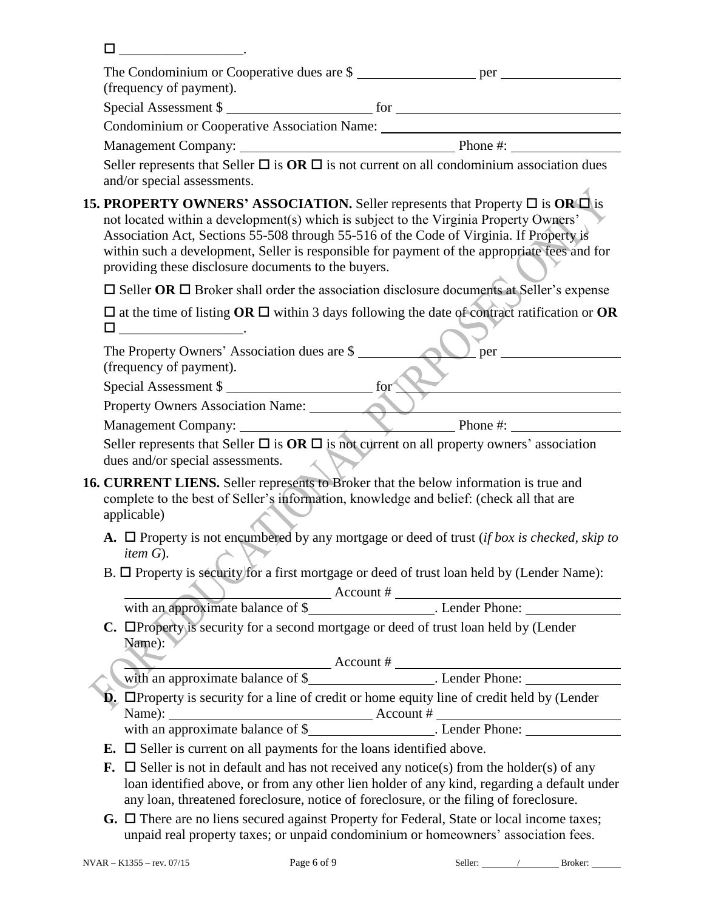☐ ____________________.

The Condominium or Cooperative dues are $ ____________________ per ____________________ (frequency of payment).

Special Assessment $ ______________________ for ____________________________________

Condominium or Cooperative Association Name: ____________________________________

Management Company: ___________________________________ Phone #: __________________

Seller represents that Seller ☐ is **OR** ☐ is not current on all condominium association dues and/or special assessments.

**15. PROPERTY OWNERS' ASSOCIATION.** Seller represents that Property ☐ is **OR** ☐ is not located within a development(s) which is subject to the Virginia Property Owners' Association Act, Sections 55-508 through 55-516 of the Code of Virginia. If Property is within such a development, Seller is responsible for payment of the appropriate fees and for providing these disclosure documents to the buyers.

☐ Seller **OR** ☐ Broker shall order the association disclosure documents at Seller's expense

☐ at the time of listing **OR** ☐ within 3 days following the date of contract ratification or **OR** ☐ ____________________.

The Property Owners' Association dues are $ ____________________ per ____________________ (frequency of payment).

Special Assessment $ ______________________ for ____________________________________

Property Owners Association Name: ____________________________________

Management Company: ___________________________________ Phone #: __________________

Seller represents that Seller ☐ is **OR** ☐ is not current on all property owners' association dues and/or special assessments.

**16. CURRENT LIENS.** Seller represents to Broker that the below information is true and complete to the best of Seller's information, knowledge and belief: (check all that are applicable)

**A.** ☐ Property is not encumbered by any mortgage or deed of trust (*if box is checked, skip to item G*).

B. ☐ Property is security for a first mortgage or deed of trust loan held by (Lender Name): ___________________________ Account # ___________________________ with an approximate balance of $____________________. Lender Phone: ________________

**C.** ☐Property is security for a second mortgage or deed of trust loan held by (Lender Name): ___________________________ Account # ___________________________ with an approximate balance of $____________________. Lender Phone: ________________

**D.** ☐Property is security for a line of credit or home equity line of credit held by (Lender Name): ___________________________ Account # ___________________________ with an approximate balance of $____________________. Lender Phone: ________________

**E.** ☐ Seller is current on all payments for the loans identified above.

**F.** ☐ Seller is not in default and has not received any notice(s) from the holder(s) of any loan identified above, or from any other lien holder of any kind, regarding a default under any loan, threatened foreclosure, notice of foreclosure, or the filing of foreclosure.

**G.** ☐ There are no liens secured against Property for Federal, State or local income taxes; unpaid real property taxes; or unpaid condominium or homeowners' association fees.

NVAR – K1355 – rev. 07/15 Seller: ______ / ______ Broker: ______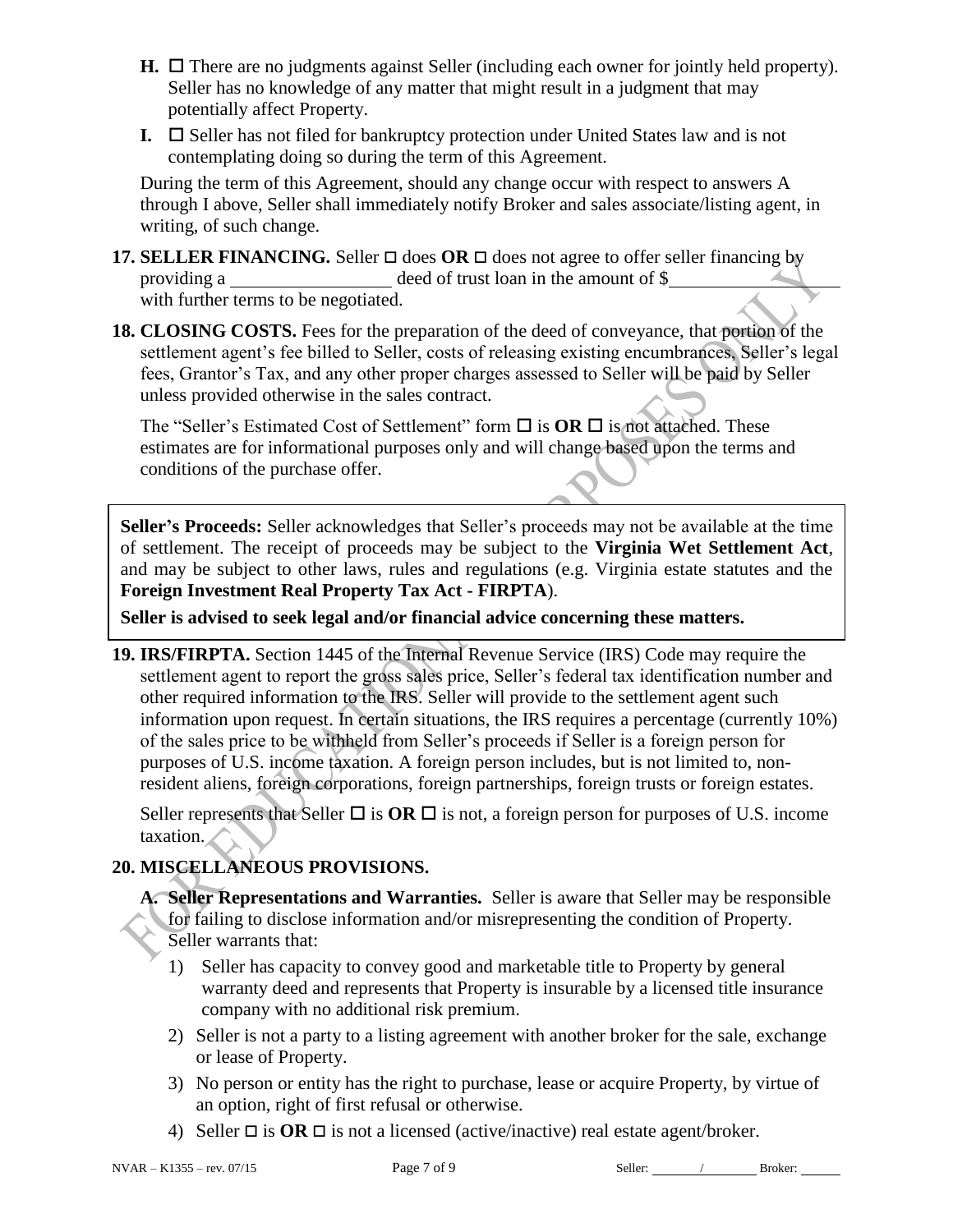- **H.** ☐ There are no judgments against Seller (including each owner for jointly held property). Seller has no knowledge of any matter that might result in a judgment that may potentially affect Property.
- **I.** ☐ Seller has not filed for bankruptcy protection under United States law and is not contemplating doing so during the term of this Agreement.

During the term of this Agreement, should any change occur with respect to answers A through I above, Seller shall immediately notify Broker and sales associate/listing agent, in writing, of such change.

**17. SELLER FINANCING.** Seller ☐ does **OR** ☐ does not agree to offer seller financing by providing a ________________ deed of trust loan in the amount of $__________________ with further terms to be negotiated.

**18. CLOSING COSTS.** Fees for the preparation of the deed of conveyance, that portion of the settlement agent's fee billed to Seller, costs of releasing existing encumbrances, Seller's legal fees, Grantor's Tax, and any other proper charges assessed to Seller will be paid by Seller unless provided otherwise in the sales contract.

The "Seller's Estimated Cost of Settlement" form ☐ is **OR** ☐ is not attached. These estimates are for informational purposes only and will change based upon the terms and conditions of the purchase offer.

**Seller's Proceeds:** Seller acknowledges that Seller's proceeds may not be available at the time of settlement. The receipt of proceeds may be subject to the **Virginia Wet Settlement Act**, and may be subject to other laws, rules and regulations (e.g. Virginia estate statutes and the **Foreign Investment Real Property Tax Act - FIRPTA**).

**Seller is advised to seek legal and/or financial advice concerning these matters.**

**19. IRS/FIRPTA.** Section 1445 of the Internal Revenue Service (IRS) Code may require the settlement agent to report the gross sales price, Seller's federal tax identification number and other required information to the IRS. Seller will provide to the settlement agent such information upon request. In certain situations, the IRS requires a percentage (currently 10%) of the sales price to be withheld from Seller's proceeds if Seller is a foreign person for purposes of U.S. income taxation. A foreign person includes, but is not limited to, non-resident aliens, foreign corporations, foreign partnerships, foreign trusts or foreign estates.

Seller represents that Seller ☐ is **OR** ☐ is not, a foreign person for purposes of U.S. income taxation.

**20. MISCELLANEOUS PROVISIONS.**

**A. Seller Representations and Warranties.** Seller is aware that Seller may be responsible for failing to disclose information and/or misrepresenting the condition of Property. Seller warrants that:

1) Seller has capacity to convey good and marketable title to Property by general warranty deed and represents that Property is insurable by a licensed title insurance company with no additional risk premium.
2) Seller is not a party to a listing agreement with another broker for the sale, exchange or lease of Property.
3) No person or entity has the right to purchase, lease or acquire Property, by virtue of an option, right of first refusal or otherwise.
4) Seller ☐ is **OR** ☐ is not a licensed (active/inactive) real estate agent/broker.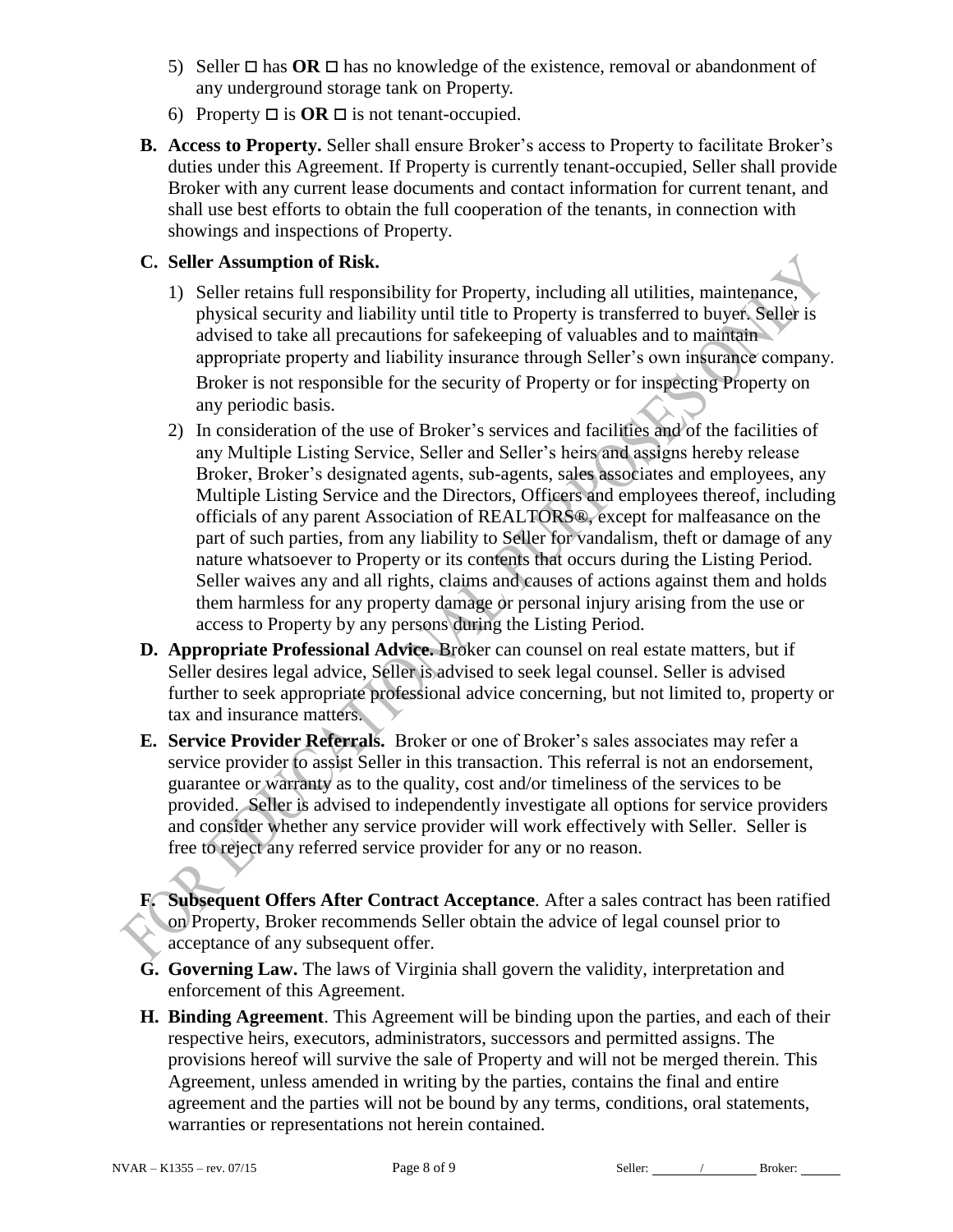5) Seller ☐ has **OR** ☐ has no knowledge of the existence, removal or abandonment of any underground storage tank on Property.

6) Property ☐ is **OR** ☐ is not tenant-occupied.

**B. Access to Property.** Seller shall ensure Broker's access to Property to facilitate Broker's duties under this Agreement. If Property is currently tenant-occupied, Seller shall provide Broker with any current lease documents and contact information for current tenant, and shall use best efforts to obtain the full cooperation of the tenants, in connection with showings and inspections of Property.

**C. Seller Assumption of Risk.**

1) Seller retains full responsibility for Property, including all utilities, maintenance, physical security and liability until title to Property is transferred to buyer. Seller is advised to take all precautions for safekeeping of valuables and to maintain appropriate property and liability insurance through Seller's own insurance company. Broker is not responsible for the security of Property or for inspecting Property on any periodic basis.

2) In consideration of the use of Broker's services and facilities and of the facilities of any Multiple Listing Service, Seller and Seller's heirs and assigns hereby release Broker, Broker's designated agents, sub-agents, sales associates and employees, any Multiple Listing Service and the Directors, Officers and employees thereof, including officials of any parent Association of REALTORS®, except for malfeasance on the part of such parties, from any liability to Seller for vandalism, theft or damage of any nature whatsoever to Property or its contents that occurs during the Listing Period. Seller waives any and all rights, claims and causes of actions against them and holds them harmless for any property damage or personal injury arising from the use or access to Property by any persons during the Listing Period.

**D. Appropriate Professional Advice.** Broker can counsel on real estate matters, but if Seller desires legal advice, Seller is advised to seek legal counsel. Seller is advised further to seek appropriate professional advice concerning, but not limited to, property or tax and insurance matters.

**E. Service Provider Referrals.** Broker or one of Broker's sales associates may refer a service provider to assist Seller in this transaction. This referral is not an endorsement, guarantee or warranty as to the quality, cost and/or timeliness of the services to be provided. Seller is advised to independently investigate all options for service providers and consider whether any service provider will work effectively with Seller. Seller is free to reject any referred service provider for any or no reason.

**F. Subsequent Offers After Contract Acceptance**. After a sales contract has been ratified on Property, Broker recommends Seller obtain the advice of legal counsel prior to acceptance of any subsequent offer.

**G. Governing Law.** The laws of Virginia shall govern the validity, interpretation and enforcement of this Agreement.

**H. Binding Agreement**. This Agreement will be binding upon the parties, and each of their respective heirs, executors, administrators, successors and permitted assigns. The provisions hereof will survive the sale of Property and will not be merged therein. This Agreement, unless amended in writing by the parties, contains the final and entire agreement and the parties will not be bound by any terms, conditions, oral statements, warranties or representations not herein contained.

Seller: ________ / ________ Broker: ______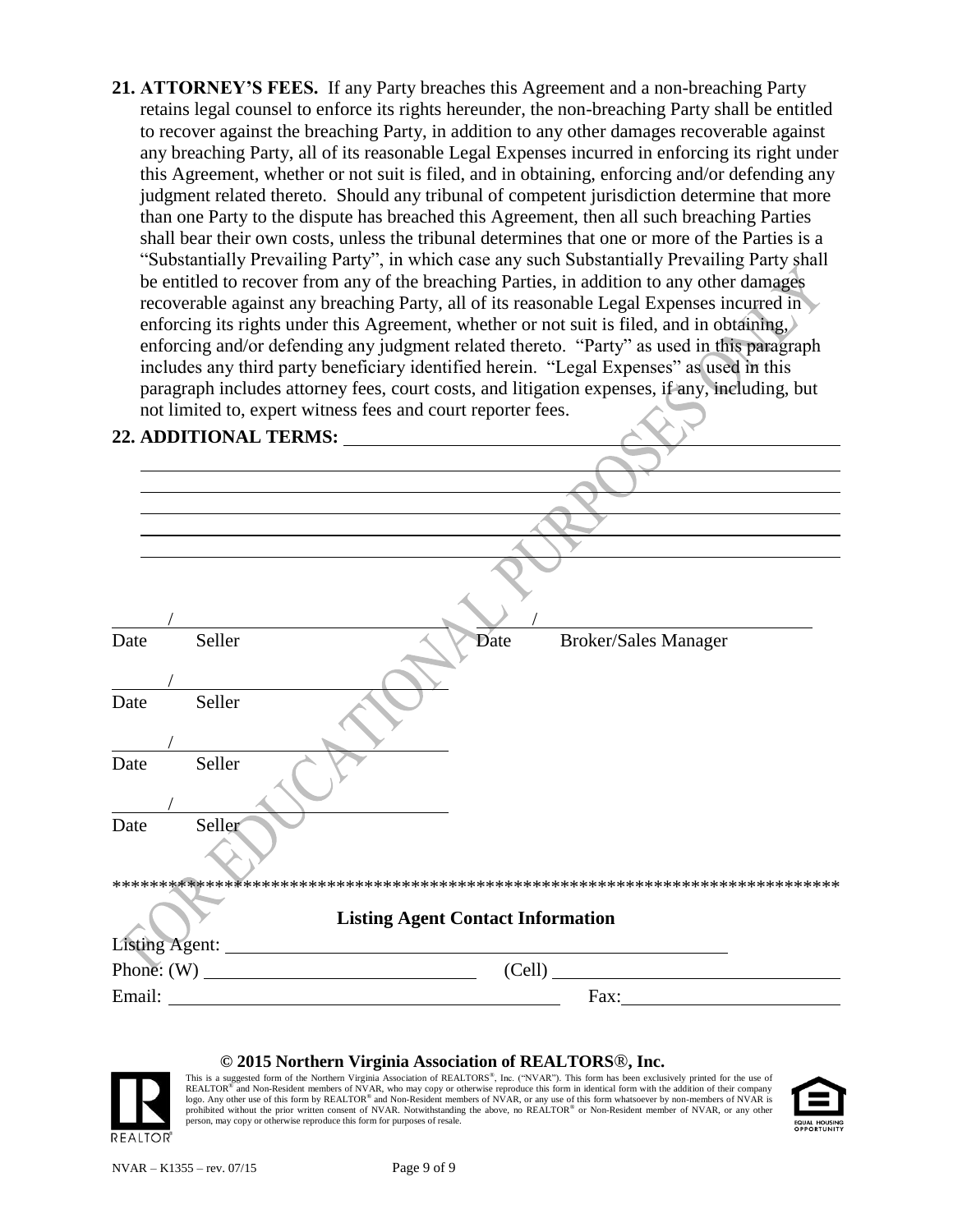**21. ATTORNEY'S FEES.** If any Party breaches this Agreement and a non-breaching Party retains legal counsel to enforce its rights hereunder, the non-breaching Party shall be entitled to recover against the breaching Party, in addition to any other damages recoverable against any breaching Party, all of its reasonable Legal Expenses incurred in enforcing its right under this Agreement, whether or not suit is filed, and in obtaining, enforcing and/or defending any judgment related thereto. Should any tribunal of competent jurisdiction determine that more than one Party to the dispute has breached this Agreement, then all such breaching Parties shall bear their own costs, unless the tribunal determines that one or more of the Parties is a "Substantially Prevailing Party", in which case any such Substantially Prevailing Party shall be entitled to recover from any of the breaching Parties, in addition to any other damages recoverable against any breaching Party, all of its reasonable Legal Expenses incurred in enforcing its rights under this Agreement, whether or not suit is filed, and in obtaining, enforcing and/or defending any judgment related thereto. "Party" as used in this paragraph includes any third party beneficiary identified herein. "Legal Expenses" as used in this paragraph includes attorney fees, court costs, and litigation expenses, if any, including, but not limited to, expert witness fees and court reporter fees.

**22. ADDITIONAL TERMS:** ______________________________________________

_______________________________________________________________

_______________________________________________________________

_______________________________________________________________

_______________________________________________________________

_______________________________________________________________

______ / ______________________ ______ / ______________________
Date Seller Date Broker/Sales Manager

______ / ______________________
Date Seller

______ / ______________________
Date Seller

______ / ______________________
Date Seller

******************************************************************************

**Listing Agent Contact Information**

Listing Agent: ______________________________________________

Phone: (W) ______________________ (Cell) ______________________

Email: ______________________________ Fax: ______________________

**© 2015 Northern Virginia Association of REALTORS®, Inc.**

This is a suggested form of the Northern Virginia Association of REALTORS®, Inc. ("NVAR"). This form has been exclusively printed for the use of REALTOR® and Non-Resident members of NVAR, who may copy or otherwise reproduce this form in identical form with the addition of their company logo. Any other use of this form by REALTOR® and Non-Resident members of NVAR, or any use of this form whatsoever by non-members of NVAR is prohibited without the prior written consent of NVAR. Notwithstanding the above, no REALTOR® or Non-Resident member of NVAR, or any other person, may copy or otherwise reproduce this form for purposes of resale.

NVAR – K1355 – rev. 07/15